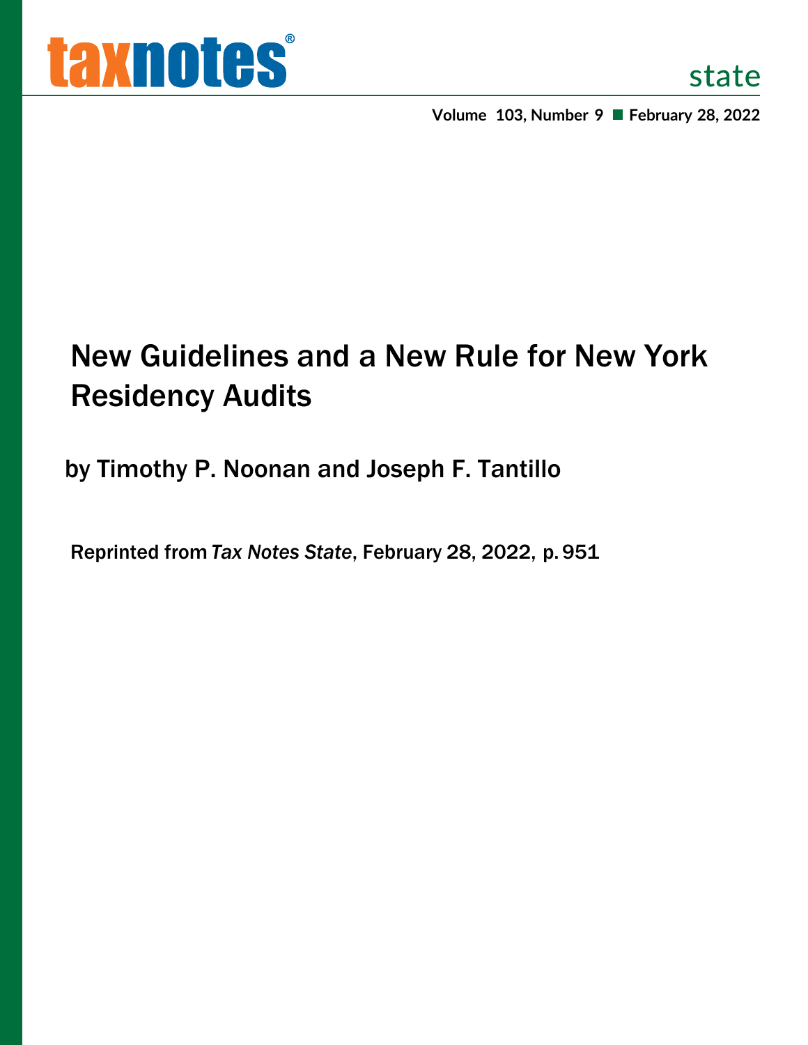# New Guidelines and a New Rule for New York Residency Audits

by Timothy P. Noonan and Joseph F. Tantillo

Reprinted from *Tax Notes State*, February 28, 2022, p. 951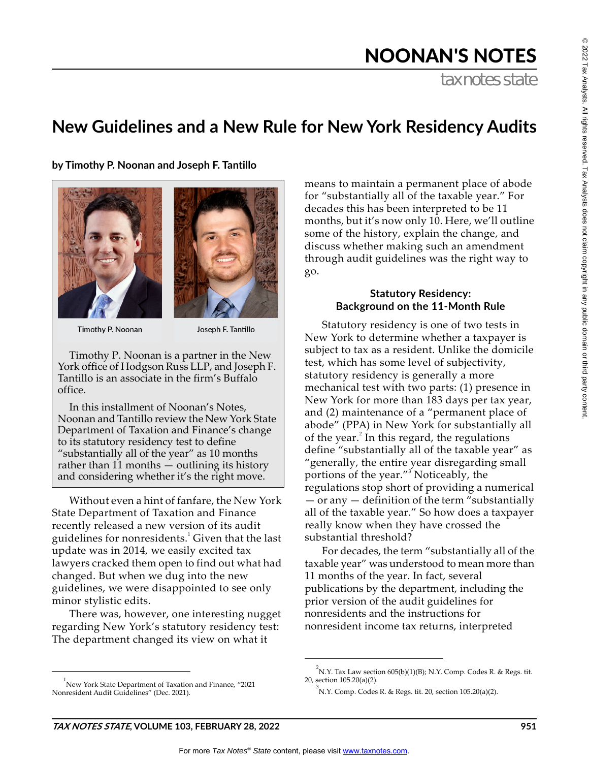# New Guidelines and a New Rule for New York Residency Audits

**by Timothy P. Noonan and Joseph F. Tantillo**

Timothy P. Noonan

Joseph F. Tantillo

Timothy P. Noonan is a partner in the New York office of Hodgson Russ LLP, and Joseph F. Tantillo is an associate in the firm's Buffalo office.

In this installment of Noonan's Notes, Noonan and Tantillo review the New York State Department of Taxation and Finance's change to its statutory residency test to define "substantially all of the year" as 10 months rather than 11 months — outlining its history and considering whether it's the right move.

Without even a hint of fanfare, the New York State Department of Taxation and Finance recently released a new version of its audit guidelines for nonresidents.[1] Given that the last update was in 2014, we easily excited tax lawyers cracked them open to find out what had changed. But when we dug into the new guidelines, we were disappointed to see only minor stylistic edits.

There was, however, one interesting nugget regarding New York's statutory residency test: The department changed its view on what it means to maintain a permanent place of abode for "substantially all of the taxable year." For decades this has been interpreted to be 11 months, but it's now only 10. Here, we'll outline some of the history, explain the change, and discuss whether making such an amendment through audit guidelines was the right way to go.

## Statutory Residency: Background on the 11-Month Rule

Statutory residency is one of two tests in New York to determine whether a taxpayer is subject to tax as a resident. Unlike the domicile test, which has some level of subjectivity, statutory residency is generally a more mechanical test with two parts: (1) presence in New York for more than 183 days per tax year, and (2) maintenance of a "permanent place of abode" (PPA) in New York for substantially all of the year.[2] In this regard, the regulations define "substantially all of the taxable year" as "generally, the entire year disregarding small portions of the year."[3] Noticeably, the regulations stop short of providing a numerical — or any — definition of the term "substantially all of the taxable year." So how does a taxpayer really know when they have crossed the substantial threshold?

For decades, the term "substantially all of the taxable year" was understood to mean more than 11 months of the year. In fact, several publications by the department, including the prior version of the audit guidelines for nonresidents and the instructions for nonresident income tax returns, interpreted

---

[1] New York State Department of Taxation and Finance, "2021 Nonresident Audit Guidelines" (Dec. 2021).

[2] N.Y. Tax Law section 605(b)(1)(B); N.Y. Comp. Codes R. & Regs. tit. 20, section 105.20(a)(2).

[3] N.Y. Comp. Codes R. & Regs. tit. 20, section 105.20(a)(2).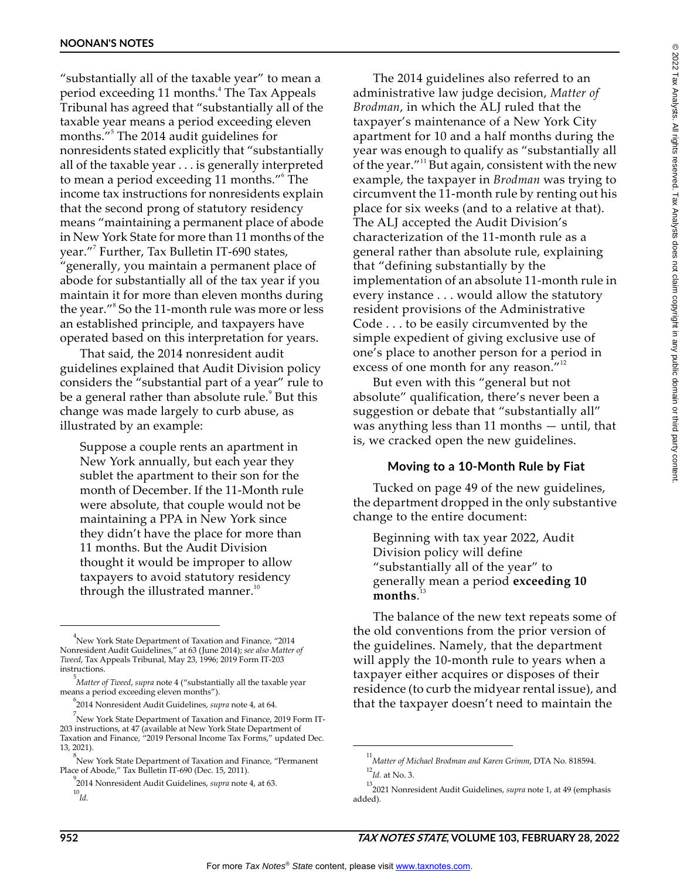"substantially all of the taxable year" to mean a period exceeding 11 months.[4] The Tax Appeals Tribunal has agreed that "substantially all of the taxable year means a period exceeding eleven months."[5] The 2014 audit guidelines for nonresidents stated explicitly that "substantially all of the taxable year . . . is generally interpreted to mean a period exceeding 11 months."[6] The income tax instructions for nonresidents explain that the second prong of statutory residency means "maintaining a permanent place of abode in New York State for more than 11 months of the year."[7] Further, Tax Bulletin IT-690 states, "generally, you maintain a permanent place of abode for substantially all of the tax year if you maintain it for more than eleven months during the year."[8] So the 11-month rule was more or less an established principle, and taxpayers have operated based on this interpretation for years.

That said, the 2014 nonresident audit guidelines explained that Audit Division policy considers the "substantial part of a year" rule to be a general rather than absolute rule.[9] But this change was made largely to curb abuse, as illustrated by an example:

> Suppose a couple rents an apartment in New York annually, but each year they sublet the apartment to their son for the month of December. If the 11-Month rule were absolute, that couple would not be maintaining a PPA in New York since they didn't have the place for more than 11 months. But the Audit Division thought it would be improper to allow taxpayers to avoid statutory residency through the illustrated manner.[10]

The 2014 guidelines also referred to an administrative law judge decision, *Matter of Brodman*, in which the ALJ ruled that the taxpayer's maintenance of a New York City apartment for 10 and a half months during the year was enough to qualify as "substantially all of the year."[11] But again, consistent with the new example, the taxpayer in *Brodman* was trying to circumvent the 11-month rule by renting out his place for six weeks (and to a relative at that). The ALJ accepted the Audit Division's characterization of the 11-month rule as a general rather than absolute rule, explaining that "defining substantially by the implementation of an absolute 11-month rule in every instance . . . would allow the statutory resident provisions of the Administrative Code . . . to be easily circumvented by the simple expedient of giving exclusive use of one's place to another person for a period in excess of one month for any reason."[12]

But even with this "general but not absolute" qualification, there's never been a suggestion or debate that "substantially all" was anything less than 11 months — until, that is, we cracked open the new guidelines.

### Moving to a 10-Month Rule by Fiat

Tucked on page 49 of the new guidelines, the department dropped in the only substantive change to the entire document:

> Beginning with tax year 2022, Audit Division policy will define "substantially all of the year" to generally mean a period **exceeding 10 months**.[13]

The balance of the new text repeats some of the old conventions from the prior version of the guidelines. Namely, that the department will apply the 10-month rule to years when a taxpayer either acquires or disposes of their residence (to curb the midyear rental issue), and that the taxpayer doesn't need to maintain the

---

[4] New York State Department of Taxation and Finance, "2014 Nonresident Audit Guidelines," at 63 (June 2014); *see also Matter of Tweed*, Tax Appeals Tribunal, May 23, 1996; 2019 Form IT-203 instructions.

[5] *Matter of Tweed*, *supra* note 4 ("substantially all the taxable year means a period exceeding eleven months").

[6] 2014 Nonresident Audit Guidelines, *supra* note 4, at 64.

[7] New York State Department of Taxation and Finance, 2019 Form IT-203 instructions, at 47 (available at New York State Department of Taxation and Finance, "2019 Personal Income Tax Forms," updated Dec. 13, 2021).

[8] New York State Department of Taxation and Finance, "Permanent Place of Abode," Tax Bulletin IT-690 (Dec. 15, 2011).

[9] 2014 Nonresident Audit Guidelines, *supra* note 4, at 63.

[10] *Id.*

[11] *Matter of Michael Brodman and Karen Grimm*, DTA No. 818594.

[12] *Id.* at No. 3.

[13] 2021 Nonresident Audit Guidelines, *supra* note 1, at 49 (emphasis added).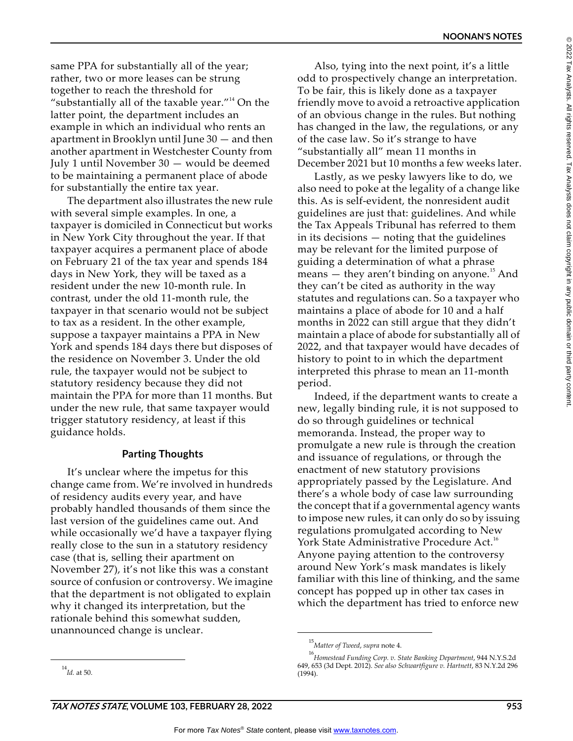same PPA for substantially all of the year; rather, two or more leases can be strung together to reach the threshold for "substantially all of the taxable year."[14] On the latter point, the department includes an example in which an individual who rents an apartment in Brooklyn until June 30 — and then another apartment in Westchester County from July 1 until November 30 — would be deemed to be maintaining a permanent place of abode for substantially the entire tax year.

The department also illustrates the new rule with several simple examples. In one, a taxpayer is domiciled in Connecticut but works in New York City throughout the year. If that taxpayer acquires a permanent place of abode on February 21 of the tax year and spends 184 days in New York, they will be taxed as a resident under the new 10-month rule. In contrast, under the old 11-month rule, the taxpayer in that scenario would not be subject to tax as a resident. In the other example, suppose a taxpayer maintains a PPA in New York and spends 184 days there but disposes of the residence on November 3. Under the old rule, the taxpayer would not be subject to statutory residency because they did not maintain the PPA for more than 11 months. But under the new rule, that same taxpayer would trigger statutory residency, at least if this guidance holds.

### Parting Thoughts

It's unclear where the impetus for this change came from. We're involved in hundreds of residency audits every year, and have probably handled thousands of them since the last version of the guidelines came out. And while occasionally we'd have a taxpayer flying really close to the sun in a statutory residency case (that is, selling their apartment on November 27), it's not like this was a constant source of confusion or controversy. We imagine that the department is not obligated to explain why it changed its interpretation, but the rationale behind this somewhat sudden, unannounced change is unclear.

Also, tying into the next point, it's a little odd to prospectively change an interpretation. To be fair, this is likely done as a taxpayer friendly move to avoid a retroactive application of an obvious change in the rules. But nothing has changed in the law, the regulations, or any of the case law. So it's strange to have "substantially all" mean 11 months in December 2021 but 10 months a few weeks later.

Lastly, as we pesky lawyers like to do, we also need to poke at the legality of a change like this. As is self-evident, the nonresident audit guidelines are just that: guidelines. And while the Tax Appeals Tribunal has referred to them in its decisions — noting that the guidelines may be relevant for the limited purpose of guiding a determination of what a phrase means — they aren't binding on anyone.[15] And they can't be cited as authority in the way statutes and regulations can. So a taxpayer who maintains a place of abode for 10 and a half months in 2022 can still argue that they didn't maintain a place of abode for substantially all of 2022, and that taxpayer would have decades of history to point to in which the department interpreted this phrase to mean an 11-month period.

Indeed, if the department wants to create a new, legally binding rule, it is not supposed to do so through guidelines or technical memoranda. Instead, the proper way to promulgate a new rule is through the creation and issuance of regulations, or through the enactment of new statutory provisions appropriately passed by the Legislature. And there's a whole body of case law surrounding the concept that if a governmental agency wants to impose new rules, it can only do so by issuing regulations promulgated according to New York State Administrative Procedure Act.[16] Anyone paying attention to the controversy around New York's mask mandates is likely familiar with this line of thinking, and the same concept has popped up in other tax cases in which the department has tried to enforce new

---

[14] *Id.* at 50.

[15] *Matter of Tweed*, *supra* note 4.

[16] *Homestead Funding Corp. v. State Banking Department*, 944 N.Y.S.2d 649, 653 (3d Dept. 2012). *See also Schwartfigure v. Hartnett*, 83 N.Y.2d 296 (1994).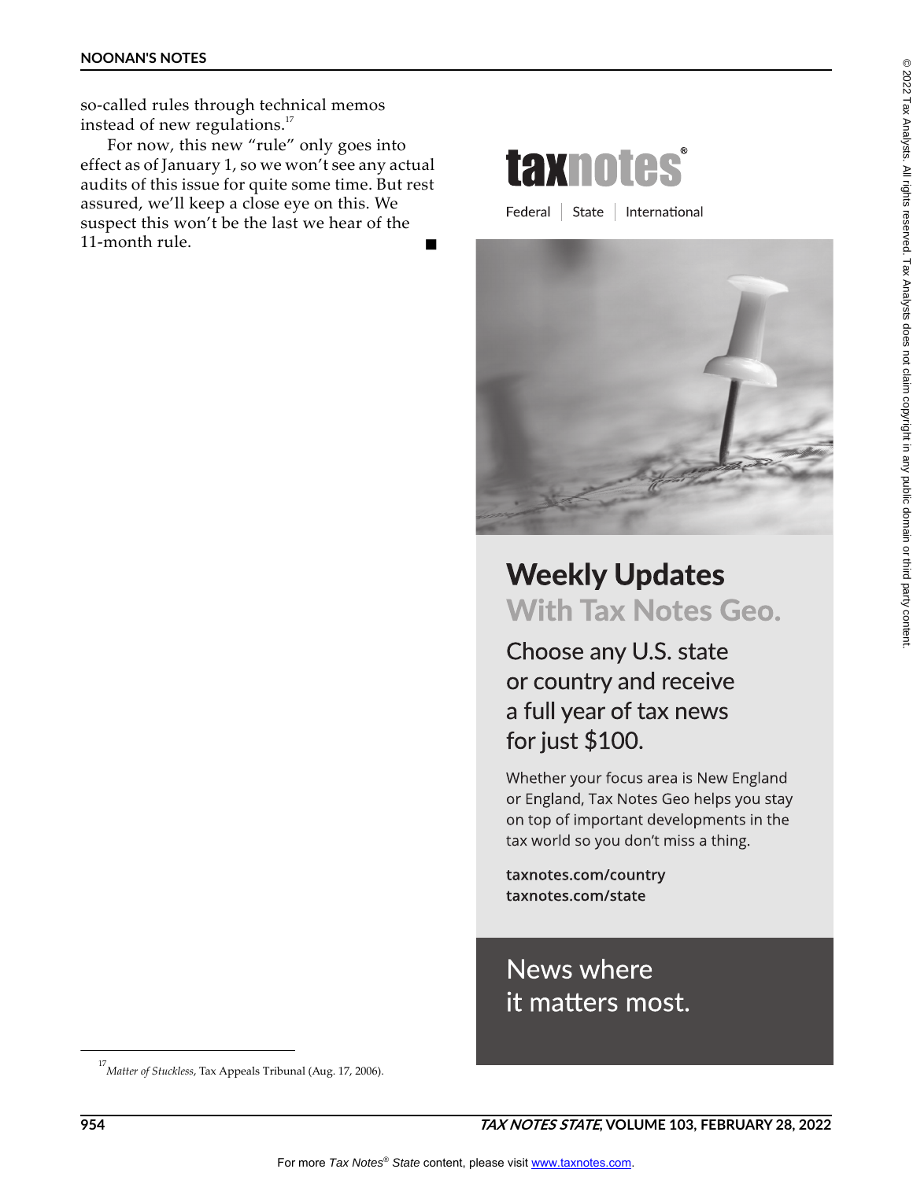so-called rules through technical memos instead of new regulations.[17]

For now, this new "rule" only goes into effect as of January 1, so we won't see any actual audits of this issue for quite some time. But rest assured, we'll keep a close eye on this. We suspect this won't be the last we hear of the 11-month rule. ■

taxnotes®

Federal | State | International

**Weekly Updates**
**With Tax Notes Geo.**

Choose any U.S. state or country and receive a full year of tax news for just $100.

Whether your focus area is New England or England, Tax Notes Geo helps you stay on top of important developments in the tax world so you don't miss a thing.

**taxnotes.com/country**
**taxnotes.com/state**

News where it matters most.

---

[17] *Matter of Stuckless*, Tax Appeals Tribunal (Aug. 17, 2006).